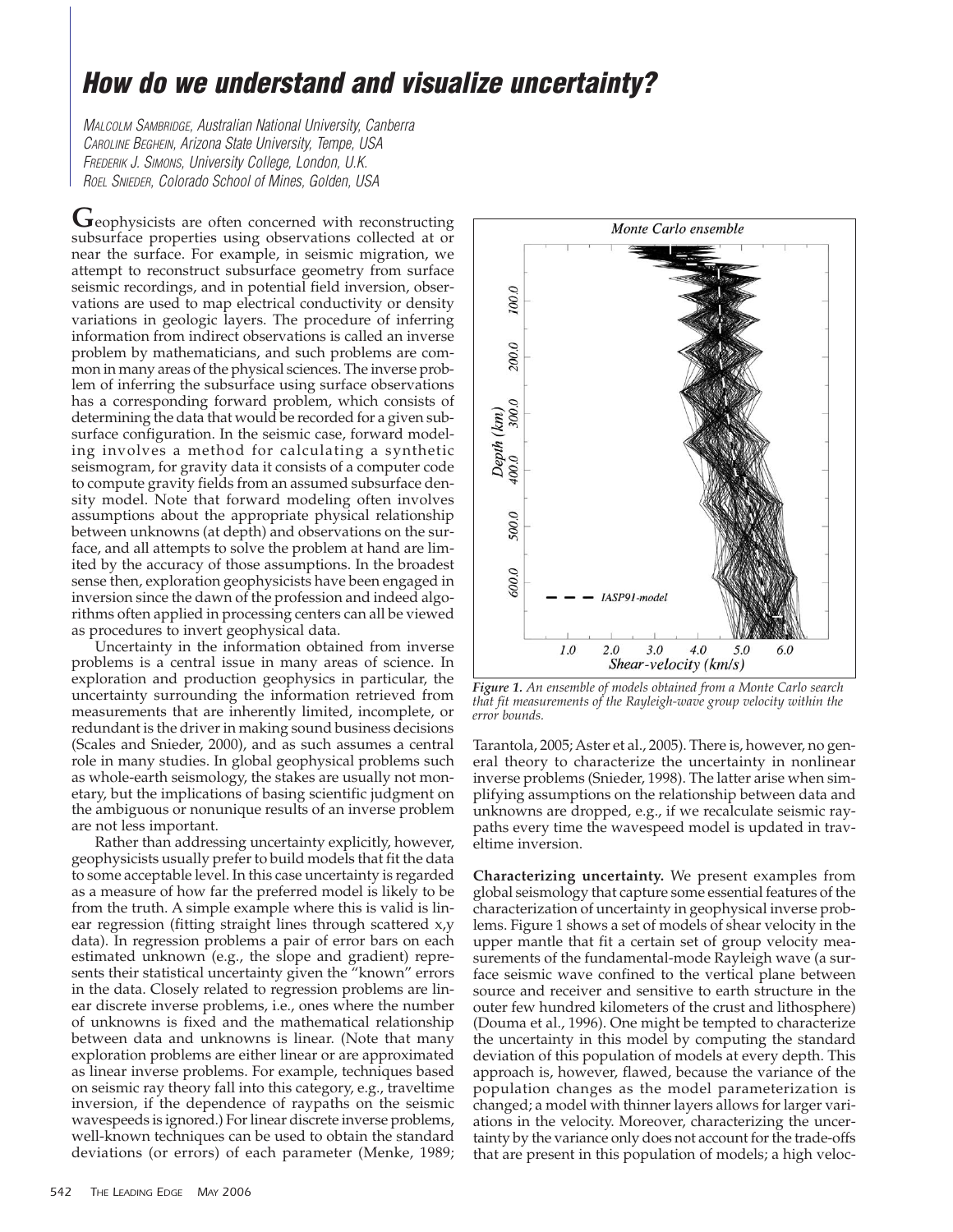# How do we understand and visualize uncertainty?

*Malcolm Sambridge, Australian National University, Canberra*
*Caroline Beghein, Arizona State University, Tempe, USA*
*Frederik J. Simons, University College, London, U.K.*
*Roel Snieder, Colorado School of Mines, Golden, USA*

Geophysicists are often concerned with reconstructing subsurface properties using observations collected at or near the surface. For example, in seismic migration, we attempt to reconstruct subsurface geometry from surface seismic recordings, and in potential field inversion, observations are used to map electrical conductivity or density variations in geologic layers. The procedure of inferring information from indirect observations is called an inverse problem by mathematicians, and such problems are common in many areas of the physical sciences. The inverse problem of inferring the subsurface using surface observations has a corresponding forward problem, which consists of determining the data that would be recorded for a given subsurface configuration. In the seismic case, forward modeling involves a method for calculating a synthetic seismogram, for gravity data it consists of a computer code to compute gravity fields from an assumed subsurface density model. Note that forward modeling often involves assumptions about the appropriate physical relationship between unknowns (at depth) and observations on the surface, and all attempts to solve the problem at hand are limited by the accuracy of those assumptions. In the broadest sense then, exploration geophysicists have been engaged in inversion since the dawn of the profession and indeed algorithms often applied in processing centers can all be viewed as procedures to invert geophysical data.

Uncertainty in the information obtained from inverse problems is a central issue in many areas of science. In exploration and production geophysics in particular, the uncertainty surrounding the information retrieved from measurements that are inherently limited, incomplete, or redundant is the driver in making sound business decisions (Scales and Snieder, 2000), and as such assumes a central role in many studies. In global geophysical problems such as whole-earth seismology, the stakes are usually not monetary, but the implications of basing scientific judgment on the ambiguous or nonunique results of an inverse problem are not less important.

Rather than addressing uncertainty explicitly, however, geophysicists usually prefer to build models that fit the data to some acceptable level. In this case uncertainty is regarded as a measure of how far the preferred model is likely to be from the truth. A simple example where this is valid is linear regression (fitting straight lines through scattered x,y data). In regression problems a pair of error bars on each estimated unknown (e.g., the slope and gradient) represents their statistical uncertainty given the "known" errors in the data. Closely related to regression problems are linear discrete inverse problems, i.e., ones where the number of unknowns is fixed and the mathematical relationship between data and unknowns is linear. (Note that many exploration problems are either linear or are approximated as linear inverse problems. For example, techniques based on seismic ray theory fall into this category, e.g., traveltime inversion, if the dependence of raypaths on the seismic wavespeeds is ignored.) For linear discrete inverse problems, well-known techniques can be used to obtain the standard deviations (or errors) of each parameter (Menke, 1989; Tarantola, 2005; Aster et al., 2005). There is, however, no general theory to characterize the uncertainty in nonlinear inverse problems (Snieder, 1998). The latter arise when simplifying assumptions on the relationship between data and unknowns are dropped, e.g., if we recalculate seismic raypaths every time the wavespeed model is updated in traveltime inversion.

Monte Carlo ensemble

Depth (km)

100.0
200.0
300.0
400.0
500.0
600.0

IASP91-model

1.0 2.0 3.0 4.0 5.0 6.0

Shear-velocity (km/s)

*Figure 1. An ensemble of models obtained from a Monte Carlo search that fit measurements of the Rayleigh-wave group velocity within the error bounds.*

**Characterizing uncertainty.** We present examples from global seismology that capture some essential features of the characterization of uncertainty in geophysical inverse problems. Figure 1 shows a set of models of shear velocity in the upper mantle that fit a certain set of group velocity measurements of the fundamental-mode Rayleigh wave (a surface seismic wave confined to the vertical plane between source and receiver and sensitive to earth structure in the outer few hundred kilometers of the crust and lithosphere) (Douma et al., 1996). One might be tempted to characterize the uncertainty in this model by computing the standard deviation of this population of models at every depth. This approach is, however, flawed, because the variance of the population changes as the model parameterization is changed; a model with thinner layers allows for larger variations in the velocity. Moreover, characterizing the uncertainty by the variance only does not account for the trade-offs that are present in this population of models; a high veloc-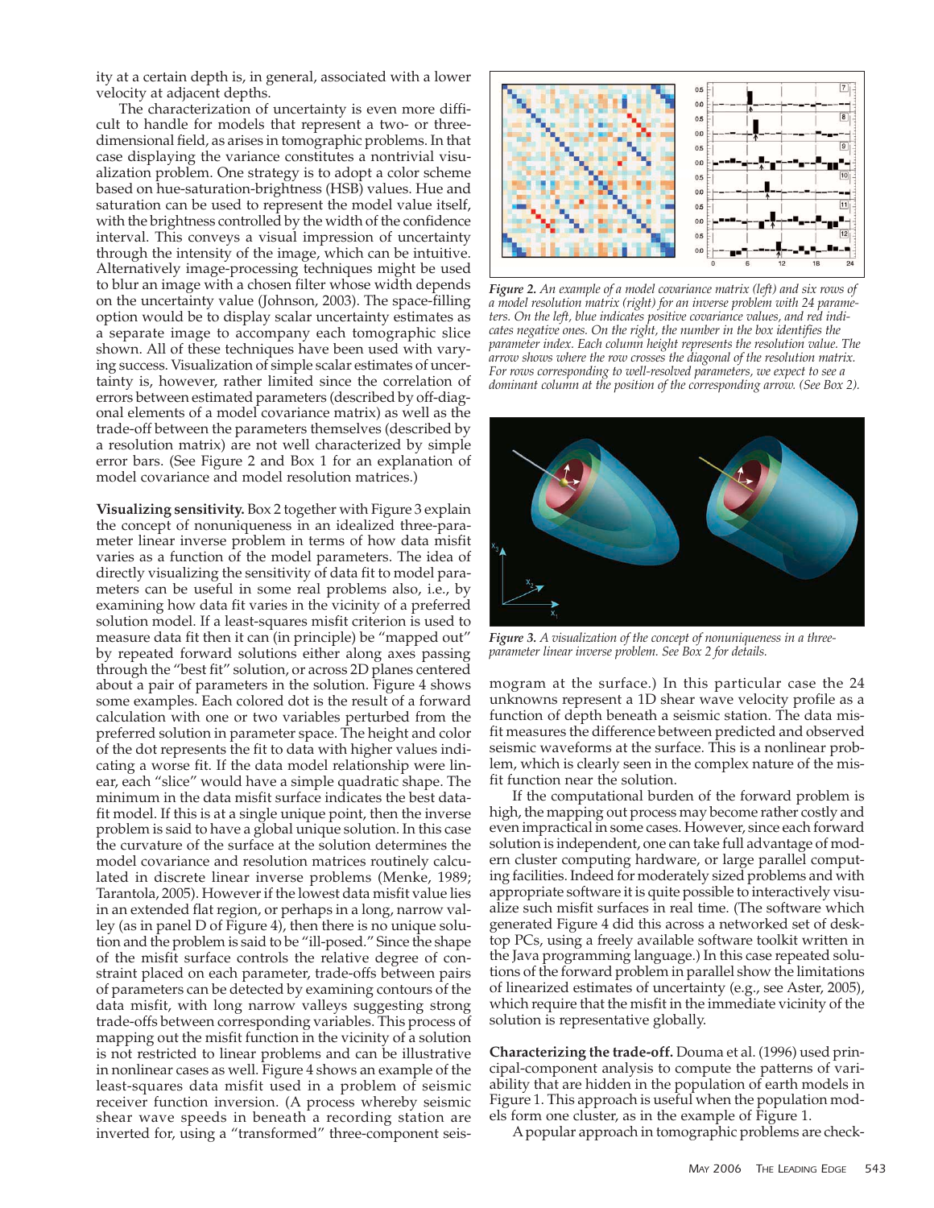ity at a certain depth is, in general, associated with a lower velocity at adjacent depths.

The characterization of uncertainty is even more difficult to handle for models that represent a two- or three-dimensional field, as arises in tomographic problems. In that case displaying the variance constitutes a nontrivial visualization problem. One strategy is to adopt a color scheme based on hue-saturation-brightness (HSB) values. Hue and saturation can be used to represent the model value itself, with the brightness controlled by the width of the confidence interval. This conveys a visual impression of uncertainty through the intensity of the image, which can be intuitive. Alternatively image-processing techniques might be used to blur an image with a chosen filter whose width depends on the uncertainty value (Johnson, 2003). The space-filling option would be to display scalar uncertainty estimates as a separate image to accompany each tomographic slice shown. All of these techniques have been used with varying success. Visualization of simple scalar estimates of uncertainty is, however, rather limited since the correlation of errors between estimated parameters (described by off-diagonal elements of a model covariance matrix) as well as the trade-off between the parameters themselves (described by a resolution matrix) are not well characterized by simple error bars. (See Figure 2 and Box 1 for an explanation of model covariance and model resolution matrices.)

**Visualizing sensitivity.** Box 2 together with Figure 3 explain the concept of nonuniqueness in an idealized three-parameter linear inverse problem in terms of how data misfit varies as a function of the model parameters. The idea of directly visualizing the sensitivity of data fit to model parameters can be useful in some real problems also, i.e., by examining how data fit varies in the vicinity of a preferred solution model. If a least-squares misfit criterion is used to measure data fit then it can (in principle) be "mapped out" by repeated forward solutions either along axes passing through the "best fit" solution, or across 2D planes centered about a pair of parameters in the solution. Figure 4 shows some examples. Each colored dot is the result of a forward calculation with one or two variables perturbed from the preferred solution in parameter space. The height and color of the dot represents the fit to data with higher values indicating a worse fit. If the data model relationship were linear, each "slice" would have a simple quadratic shape. The minimum in the data misfit surface indicates the best data-fit model. If this is at a single unique point, then the inverse problem is said to have a global unique solution. In this case the curvature of the surface at the solution determines the model covariance and resolution matrices routinely calculated in discrete linear inverse problems (Menke, 1989; Tarantola, 2005). However if the lowest data misfit value lies in an extended flat region, or perhaps in a long, narrow valley (as in panel D of Figure 4), then there is no unique solution and the problem is said to be "ill-posed." Since the shape of the misfit surface controls the relative degree of constraint placed on each parameter, trade-offs between pairs of parameters can be detected by examining contours of the data misfit, with long narrow valleys suggesting strong trade-offs between corresponding variables. This process of mapping out the misfit function in the vicinity of a solution is not restricted to linear problems and can be illustrative in nonlinear cases as well. Figure 4 shows an example of the least-squares data misfit used in a nonlinear seismic receiver function inversion. (A process whereby seismic shear wave speeds in beneath a recording station are inverted for, using a "transformed" three-component seismogram at the surface.) In this particular case the 24 unknowns represent a 1D shear wave velocity profile as a function of depth beneath a seismic station. The data misfit measures the difference between predicted and observed seismic waveforms at the surface. This is a nonlinear problem, which is clearly seen in the complex nature of the misfit function near the solution.

If the computational burden of the forward problem is high, the mapping out process may become rather costly and even impractical in some cases. However, since each forward solution is independent, one can take full advantage of modern cluster computing hardware, or large parallel computing facilities. Indeed for moderately sized problems and with appropriate software it is quite possible to interactively visualize such misfit surfaces in real time. (The software which generated Figure 4 did this across a networked set of desktop PCs, using a freely available software toolkit written in the Java programming language.) In this case repeated solutions of the forward problem in parallel show the limitations of linearized estimates of uncertainty (e.g., see Aster, 2005), which require that the misfit in the immediate vicinity of the solution is representative globally.

**Characterizing the trade-off.** Douma et al. (1996) used principal-component analysis to compute the patterns of variability that are hidden in the population of earth models in Figure 1. This approach is useful when the population models form one cluster, as in the example of Figure 1.

A popular approach in tomographic problems are check-

*Figure 2. An example of a model covariance matrix (left) and six rows of a model resolution matrix (right) for an inverse problem with 24 parameters. On the left, blue indicates positive covariance values, and red indicates negative ones. On the right, the number in the box identifies the parameter index. Each column height represents the resolution value. The arrow shows where the row crosses the diagonal of the resolution matrix. For rows corresponding to well-resolved parameters, we expect to see a dominant column at the position of the corresponding arrow. (See Box 2).*

*Figure 3. A visualization of the concept of nonuniqueness in a three-parameter linear inverse problem. See Box 2 for details.*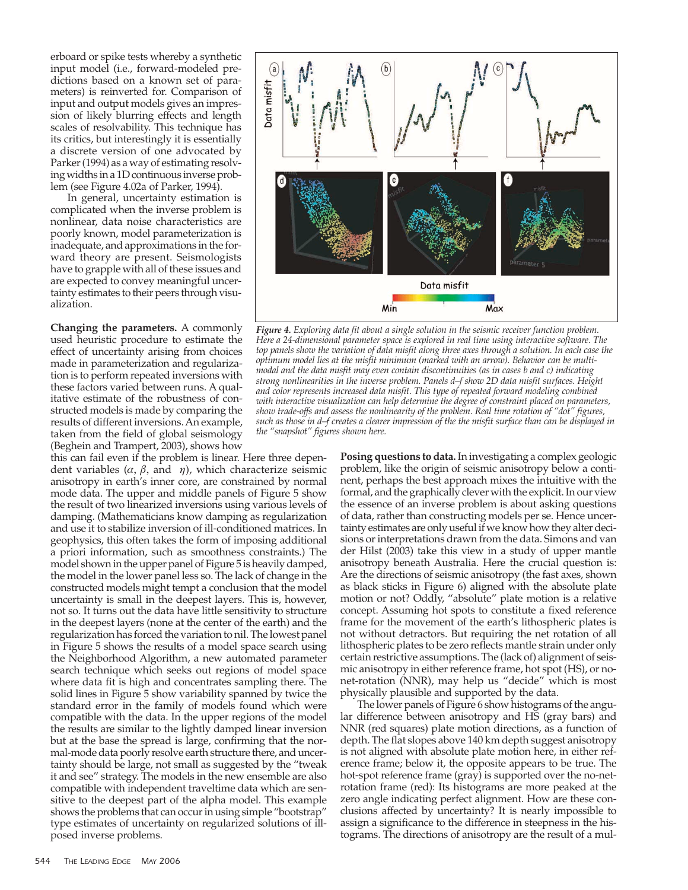erboard or spike tests whereby a synthetic input model (i.e., forward-modeled predictions based on a known set of parameters) is reinverted for. Comparison of input and output models gives an impression of likely blurring effects and length scales of resolvability. This technique has its critics, but interestingly it is essentially a discrete version of one advocated by Parker (1994) as a way of estimating resolving widths in a 1D continuous inverse problem (see Figure 4.02a of Parker, 1994).

In general, uncertainty estimation is complicated when the inverse problem is nonlinear, data noise characteristics are poorly known, model parameterization is inadequate, and approximations in the forward theory are present. Seismologists have to grapple with all of these issues and are expected to convey meaningful uncertainty estimates to their peers through visualization.

*Figure 4. Exploring data fit about a single solution in the seismic receiver function problem. Here a 24-dimensional parameter space is explored in real time using interactive software. The top panels show the variation of data misfit along three axes through a solution. In each case the optimum model lies at the misfit minimum (marked with an arrow). Behavior can be multimodal and the data misfit may even contain discontinuities (as in cases b and c) indicating strong nonlinearities in the inverse problem. Panels d–f show 2D data misfit surfaces. Height and color represents increased data misfit. This type of repeated forward modeling combined with interactive visualization can help determine the degree of constraint placed on parameters, show trade-offs and assess the nonlinearity of the problem. Real time rotation of "dot" figures, such as those in d–f creates a clearer impression of the misfit surface than can be displayed in the "snapshot" figures shown here.*

**Changing the parameters.** A commonly used heuristic procedure to estimate the effect of uncertainty arising from choices made in parameterization and regularization is to perform repeated inversions with these factors varied between runs. A qualitative estimate of the robustness of constructed models is made by comparing the results of different inversions. An example, taken from the field of global seismology (Beghein and Trampert, 2003), shows how this can fail even if the problem is linear. Here three dependent variables ($\alpha$, $\beta$, and $\eta$), which characterize seismic anisotropy in earth's inner core, are constrained by normal mode data. The upper and middle panels of Figure 5 show the result of two linearized inversions using various levels of damping. (Mathematicians know damping as regularization and use it to stabilize inversion of ill-conditioned matrices. In geophysics, this often takes the form of imposing additional a priori information, such as smoothness constraints.) The model shown in the upper panel of Figure 5 is heavily damped, the model in the lower panel less so. The lack of change in the constructed models might tempt a conclusion that the model uncertainty is small in the deepest layers. This is, however, not so. It turns out the data have little sensitivity to structure in the deepest layers (none at the center of the earth) and the regularization has forced the variation to nil. The lowest panel in Figure 5 shows the results of a model space search using the Neighborhood Algorithm, a new automated parameter search technique which seeks out regions of model space where data fit is high and concentrates sampling there. The solid lines in Figure 5 show variability spanned by twice the standard error in the family of models found which were compatible with the data. In the upper regions of the model the results are similar to the lightly damped linear inversion but at the base the spread is large, confirming that the normal-mode data poorly resolve earth structure there, and uncertainty should be large, not small as suggested by the "tweak it and see" strategy. The models in the new ensemble are also compatible with independent traveltime data which are sensitive to the deepest part of the alpha model. This example shows the problems that can occur in using simple "bootstrap" type estimates of uncertainty on regularized solutions of ill-posed inverse problems.

**Posing questions to data.** In investigating a complex geologic problem, like the origin of seismic anisotropy below a continent, perhaps the best approach mixes the intuitive with the formal, and the graphically clever with the explicit. In our view the essence of an inverse problem is about asking questions of data, rather than constructing models per se. Hence uncertainty estimates are only useful if we know how they alter decisions or interpretations drawn from the data. Simons and van der Hilst (2003) take this view in a study of upper mantle anisotropy beneath Australia. Here the crucial question is: Are the directions of seismic anisotropy (the fast axes, shown as black sticks in Figure 6) aligned with the absolute plate motion or not? Oddly, "absolute" plate motion is a relative concept. Assuming hot spots to constitute a fixed reference frame for the movement of the earth's lithospheric plates is not without detractors. But requiring the net rotation of all lithospheric plates to be zero reflects mantle strain under only certain restrictive assumptions. The (lack of) alignment of seismic anisotropy in either reference frame, hot spot (HS), or no-net-rotation (NNR), may help us "decide" which is most physically plausible and supported by the data.

The lower panels of Figure 6 show histograms of the angular difference between anisotropy and HS (gray bars) and NNR (red squares) plate motion directions, as a function of depth. The flat slopes above 140 km depth suggest anisotropy is not aligned with absolute plate motion here, in either reference frame; below it, the opposite appears to be true. The hot-spot reference frame (gray) is supported over the no-net-rotation frame (red): Its histograms are more peaked at the zero angle indicating perfect alignment. How are these conclusions affected by uncertainty? It is nearly impossible to assign a significance to the difference in steepness in the histograms. The directions of anisotropy are the result of a mul-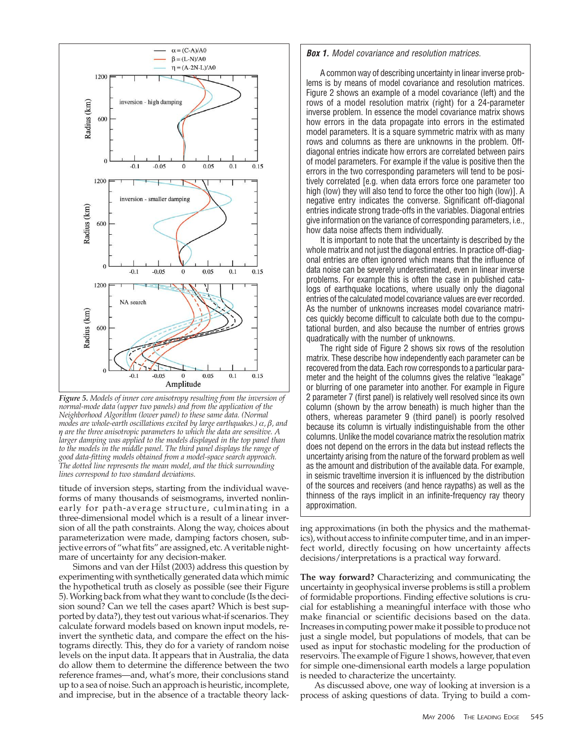$\alpha = (C-A)/A0$
$\beta = (L-N)/A0$
$\eta = (A-2N-L)/A0$

1200

inversion - high damping

Radius (km)

600

0

-0.1 -0.05 0 0.05 0.1 0.15

1200

inversion - smaller damping

Radius (km)

600

0

-0.1 -0.05 0 0.05 0.1 0.15

1200

NA search

Radius (km)

600

0

-0.1 -0.05 0 0.05 0.1 0.15

Amplitude

*Figure 5. Models of inner core anisotropy resulting from the inversion of normal-mode data (upper two panels) and from the application of the Neighborhood Algorithm (lower panel) to these same data. (Normal modes are whole-earth oscillations excited by large earthquakes.) $\alpha$, $\beta$, and $\eta$ are the three anisotropic parameters to which the data are sensitive. A larger damping was applied to the models displayed in the top panel than to the models in the middle panel. The third panel displays the range of good data-fitting models obtained from a model-space search approach. The dotted line represents the mean model, and the thick surrounding lines correspond to two standard deviations.*

titude of inversion steps, starting from the individual waveforms of many thousands of seismograms, inverted nonlinearly for path-average structure, culminating in a three-dimensional model which is a result of a linear inversion of all the path constraints. Along the way, choices about parameterization were made, damping factors chosen, subjective errors of "what fits" are assigned, etc. A veritable nightmare of uncertainty for any decision-maker.

Simons and van der Hilst (2003) address this question by experimenting with synthetically generated data which mimic the hypothetical truth as closely as possible (see their Figure 5). Working back from what they want to conclude (Is the decision sound? Can we tell the cases apart? Which is best supported by data?), they test out various what-if scenarios. They calculate forward models based on known input models, re-invert the synthetic data, and compare the effect on the histograms directly. This, they do for a variety of random noise levels on the input data. It appears that in Australia, the data do allow them to determine the difference between the two reference frames—and, what's more, their conclusions stand up to a sea of noise. Such an approach is heuristic, incomplete, and imprecise, but in the absence of a tractable theory lacking approximations (in both the physics and the mathematics), without access to infinite computer time, and in an imperfect world, directly focusing on how uncertainty affects decisions/interpretations is a practical way forward.

**Box 1.** *Model covariance and resolution matrices.*

A common way of describing uncertainty in linear inverse problems is by means of model covariance and resolution matrices. Figure 2 shows an example of a model covariance (left) and the rows of a model resolution matrix (right) for a 24-parameter inverse problem. In essence the model covariance matrix shows how errors in the data propagate into errors in the estimated model parameters. It is a square symmetric matrix with as many rows and columns as there are unknowns in the problem. Off-diagonal entries indicate how errors are correlated between pairs of model parameters. For example if the value is positive then the errors in the two corresponding parameters will tend to be positively correlated [e.g. when data errors force one parameter too high (low) they will also tend to force the other too high (low)]. A negative entry indicates the converse. Significant off-diagonal entries indicate strong trade-offs in the variables. Diagonal entries give information on the variance of corresponding parameters, i.e., how data noise affects them individually.

It is important to note that the uncertainty is described by the whole matrix and not just the diagonal entries. In practice off-diagonal entries are often ignored which means that the influence of data noise can be severely underestimated, even in linear inverse problems. For example this is often the case in published catalogs of earthquake locations, where usually only the diagonal entries of the calculated model covariance values are ever recorded. As the number of unknowns increases model covariance matrices quickly become difficult to calculate both due to the computational burden, and also because the number of entries grows quadratically with the number of unknowns.

The right side of Figure 2 shows six rows of the resolution matrix. These describe how independently each parameter can be recovered from the data. Each row corresponds to a particular parameter and the height of the columns gives the relative "leakage" or blurring of one parameter into another. For example in Figure 2 parameter 7 (first panel) is relatively well resolved since its own column (shown by the arrow beneath) is much higher than the others, whereas parameter 9 (third panel) is poorly resolved because its column is virtually indistinguishable from the other columns. Unlike the model covariance matrix the resolution matrix does not depend on the errors in the data but instead reflects the uncertainty arising from the nature of the forward problem as well as the amount and distribution of the available data. For example, in seismic traveltime inversion it is influenced by the distribution of the sources and receivers (and hence raypaths) as well as the thinness of the rays implicit in an infinite-frequency ray theory approximation.

**The way forward?** Characterizing and communicating the uncertainty in geophysical inverse problems is still a problem of formidable proportions. Finding effective solutions is crucial for establishing a meaningful interface with those who make financial or scientific decisions based on the data. Increases in computing power make it possible to produce not just a single model, but populations of models, that can be used as input for stochastic modeling for the production of reservoirs. The example of Figure 1 shows, however, that even for simple one-dimensional earth models a large population is needed to characterize the uncertainty.

As discussed above, one way of looking at inversion is a process of asking questions of data. Trying to build a com-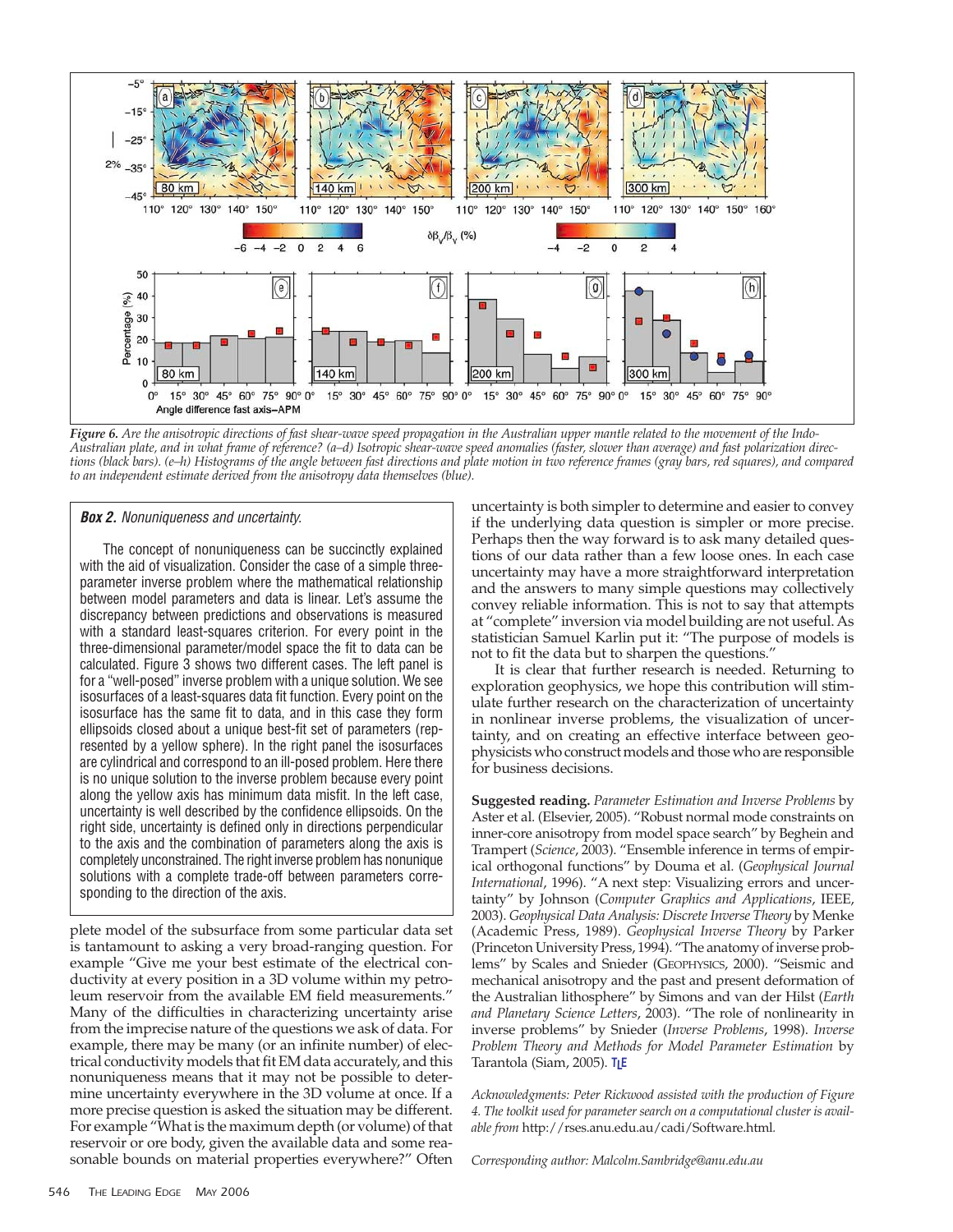-5°
-15°
-25°
2% -35°
-45°
(a) 80 km
(b) 140 km
(c) 200 km
(d) 300 km
110° 120° 130° 140° 150°
110° 120° 130° 140° 150°
110° 120° 130° 140° 150°
110° 120° 130° 140° 150° 160°
-6 -4 -2 0 2 4 6
$\delta\beta_V/\beta_V$ (%)
-4 -2 0 2 4

Percentage (%)
50
40
30
20
10
0
(e) 80 km
(f) 140 km
(g) 200 km
(h) 300 km
0° 15° 30° 45° 60° 75° 90° 0° 15° 30° 45° 60° 75° 90° 0° 15° 30° 45° 60° 75° 90° 0° 15° 30° 45° 60° 75° 90°
Angle difference fast axis–APM

*Figure 6. Are the anisotropic directions of fast shear-wave speed propagation in the Australian upper mantle related to the movement of the Indo-Australian plate, and in what frame of reference? (a–d) Isotropic shear-wave speed anomalies (faster, slower than average) and fast polarization directions (black bars). (e–h) Histograms of the angle between fast directions and plate motion in two reference frames (gray bars, red squares), and compared to an independent estimate derived from the anisotropy data themselves (blue).*

> ***Box 2.** Nonuniqueness and uncertainty.*
>
> The concept of nonuniqueness can be succinctly explained with the aid of visualization. Consider the case of a simple three-parameter inverse problem where the mathematical relationship between model parameters and data is linear. Let's assume the discrepancy between predictions and observations is measured with a standard least-squares criterion. For every point in the three-dimensional parameter/model space the fit to data can be calculated. Figure 3 shows two different cases. The left panel is for a "well-posed" inverse problem with a unique solution. We see isosurfaces of a least-squares data fit function. Every point on the isosurface has the same fit to data, and in this case they form ellipsoids closed about a unique best-fit set of parameters (represented by a yellow sphere). In the right panel the isosurfaces are cylindrical and correspond to an ill-posed problem. Here there is no unique solution to the inverse problem because every point along the yellow axis has minimum data misfit. In the left case, uncertainty is well described by the confidence ellipsoids. On the right side, uncertainty is defined only in directions perpendicular to the axis and the combination of parameters along the axis is completely unconstrained. The right inverse problem has nonunique solutions with a complete trade-off between parameters corresponding to the direction of the axis.

plete model of the subsurface from some particular data set is tantamount to asking a very broad-ranging question. For example "Give me your best estimate of the electrical conductivity at every position in a 3D volume within my petroleum reservoir from the available EM field measurements." Many of the difficulties in characterizing uncertainty arise from the imprecise nature of the questions we ask of data. For example, there may be many (or an infinite number) of electrical conductivity models that fit EM data accurately, and this nonuniqueness means that it may not be possible to determine uncertainty everywhere in the 3D volume at once. If a more precise question is asked the situation may be different. For example "What is the maximum depth (or volume) of that reservoir or ore body, given the available data and some reasonable bounds on material properties everywhere?" Often uncertainty is both simpler to determine and easier to convey if the underlying data question is simpler or more precise. Perhaps then the way forward is to ask many detailed questions of our data rather than a few loose ones. In each case uncertainty may have a more straightforward interpretation and the answers to many simple questions may collectively convey reliable information. This is not to say that attempts at "complete" inversion via model building are not useful. As statistician Samuel Karlin put it: "The purpose of models is not to fit the data but to sharpen the questions."

It is clear that further research is needed. Returning to exploration geophysics, we hope this contribution will stimulate further research on the characterization of uncertainty in nonlinear inverse problems, the visualization of uncertainty, and on creating an effective interface between geophysicists who construct models and those who are responsible for business decisions.

**Suggested reading.** *Parameter Estimation and Inverse Problems* by Aster et al. (Elsevier, 2005). "Robust normal mode constraints on inner-core anisotropy from model space search" by Beghein and Trampert (*Science*, 2003). "Ensemble inference in terms of empirical orthogonal functions" by Douma et al. (*Geophysical Journal International*, 1996). "A next step: Visualizing errors and uncertainty" by Johnson (*Computer Graphics and Applications*, IEEE, 2003). *Geophysical Data Analysis: Discrete Inverse Theory* by Menke (Academic Press, 1989). *Geophysical Inverse Theory* by Parker (Princeton University Press, 1994). "The anatomy of inverse problems" by Scales and Snieder (GEOPHYSICS, 2000). "Seismic and mechanical anisotropy and the past and present deformation of the Australian lithosphere" by Simons and van der Hilst (*Earth and Planetary Science Letters*, 2003). "The role of nonlinearity in inverse problems" by Snieder (*Inverse Problems*, 1998). *Inverse Problem Theory and Methods for Model Parameter Estimation* by Tarantola (Siam, 2005). TLE

*Acknowledgments: Peter Rickwood assisted with the production of Figure 4. The toolkit used for parameter search on a computational cluster is available from* http://rses.anu.edu.au/cadi/Software.html.

*Corresponding author: Malcolm.Sambridge@anu.edu.au*